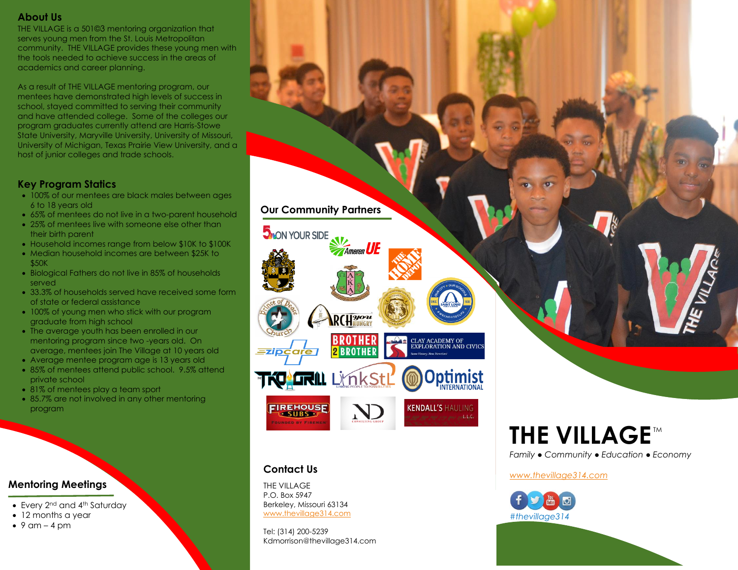## About Us

THE VILLAGE is a 501©3 mentoring organization that serves young men from the St. Louis Metropolitan community. THE VILLAGE provides these young men with the tools needed to achieve success in the areas of academics and career planning.

As a result of THE VILLAGE mentoring program, our mentees have demonstrated high levels of success in school, stayed committed to serving their community and have attended college. Some of the colleges our program graduates currently attend are Harris-Stowe State University, Maryville University, University of Missouri, University of Michigan, Texas Prairie View University, and a host of junior colleges and trade schools.

## Key Program Statics

- 100% of our mentees are black males between ages 6 to 18 years old
- 65% of mentees do not live in a two-parent household
- 25% of mentees live with someone else other than their birth parent
- Household incomes range from below $10K to $100K
- Median household incomes are between $25K to $50K
- Biological Fathers do not live in 85% of households served
- 33.3% of households served have received some form of state or federal assistance
- 100% of young men who stick with our program graduate from high school
- The average youth has been enrolled in our mentoring program since two -years old. On average, mentees join The Village at 10 years old
- Average mentee program age is 13 years old
- 85% of mentees attend public school. 9.5% attend private school
- 81% of mentees play a team sport
- 85.7% are not involved in any other mentoring program

## Mentoring Meetings

- Every 2nd and 4th Saturday
- 12 months a year
- 9 am – 4 pm

## Our Community Partners

5 On Your Side, Ameren UE, The Home Depot, AKA, Saint Louis Public Schools, Prince of Peace Church, Arch You Hungry, Brother 2 Brother, Clay Academy of Exploration and Civics, Zipcare, TKO Grill, LinkStL, Optimist International, Firehouse Subs, ND Consulting Group, Kendall's Hauling L.L.C.

## Contact Us

THE VILLAGE
P.O. Box 5947
Berkeley, Missouri 63134
www.thevillage314.com

Tel: (314) 200-5239
Kdmorrison@thevillage314.com

# THE VILLAGE™

*Family • Community • Education • Economy*

www.thevillage314.com

*#thevillage314*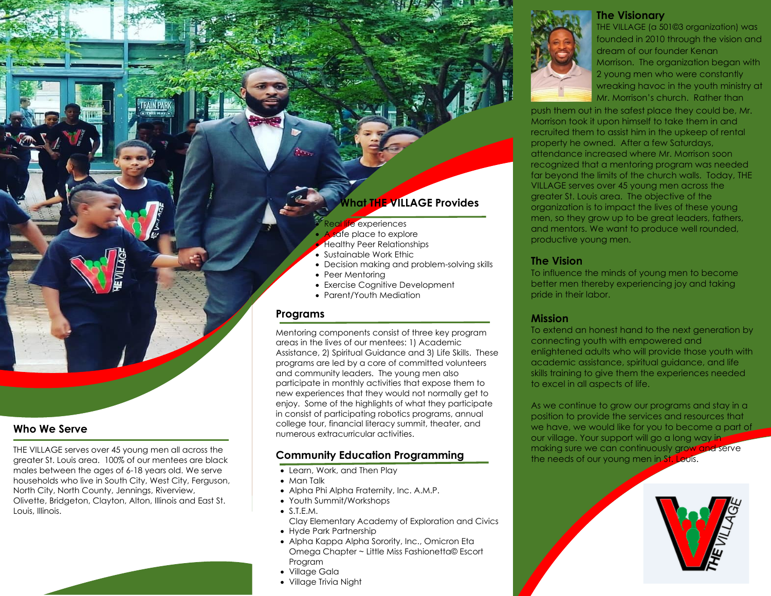## Who We Serve

THE VILLAGE serves over 45 young men all across the greater St. Louis area. 100% of our mentees are black males between the ages of 6-18 years old. We serve households who live in South City, West City, Ferguson, North City, North County, Jennings, Riverview, Olivette, Bridgeton, Clayton, Alton, Illinois and East St. Louis, Illinois.

## What THE VILLAGE Provides

- Real life experiences
- A safe place to explore
- Healthy Peer Relationships
- Sustainable Work Ethic
- Decision making and problem-solving skills
- Peer Mentoring
- Exercise Cognitive Development
- Parent/Youth Mediation

## Programs

Mentoring components consist of three key program areas in the lives of our mentees: 1) Academic Assistance, 2) Spiritual Guidance and 3) Life Skills. These programs are led by a core of committed volunteers and community leaders. The young men also participate in monthly activities that expose them to new experiences that they would not normally get to enjoy. Some of the highlights of what they participate in consist of participating robotics programs, annual college tour, financial literacy summit, theater, and numerous extracurricular activities.

## Community Education Programming

- Learn, Work, and Then Play
- Man Talk
- Alpha Phi Alpha Fraternity, Inc. A.M.P.
- Youth Summit/Workshops
- S.T.E.M.
  Clay Elementary Academy of Exploration and Civics
- Hyde Park Partnership
- Alpha Kappa Alpha Sorority, Inc., Omicron Eta Omega Chapter ~ Little Miss Fashionetta© Escort Program
- Village Gala
- Village Trivia Night

## The Visionary

THE VILLAGE (a 501©3 organization) was founded in 2010 through the vision and dream of our founder Kenan Morrison. The organization began with 2 young men who were constantly wreaking havoc in the youth ministry at Mr. Morrison's church. Rather than push them out in the safest place they could be, Mr. Morrison took it upon himself to take them in and recruited them to assist him in the upkeep of rental property he owned. After a few Saturdays, attendance increased where Mr. Morrison soon recognized that a mentoring program was needed far beyond the limits of the church walls. Today, THE VILLAGE serves over 45 young men across the greater St. Louis area. The objective of the organization is to impact the lives of these young men, so they grow up to be great leaders, fathers, and mentors. We want to produce well rounded, productive young men.

## The Vision

To influence the minds of young men to become better men thereby experiencing joy and taking pride in their labor.

## Mission

To extend an honest hand to the next generation by connecting youth with empowered and enlightened adults who will provide those youth with academic assistance, spiritual guidance, and life skills training to give them the experiences needed to excel in all aspects of life.

As we continue to grow our programs and stay in a position to provide the services and resources that we have, we would like for you to become a part of our village. Your support will go a long way in making sure we can continuously grow and serve the needs of our young men in St. Louis.

THE VILLAGE